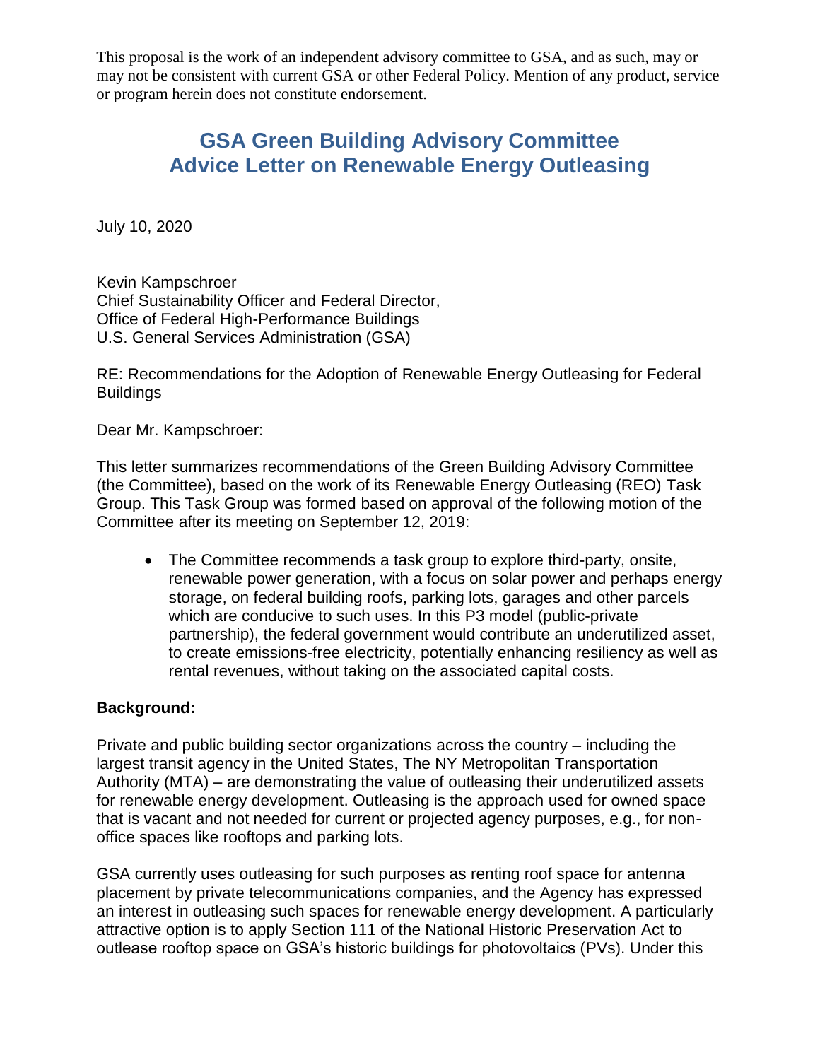This proposal is the work of an independent advisory committee to GSA, and as such, may or may not be consistent with current GSA or other Federal Policy. Mention of any product, service or program herein does not constitute endorsement.

# GSA Green Building Advisory Committee
# Advice Letter on Renewable Energy Outleasing

July 10, 2020

Kevin Kampschroer
Chief Sustainability Officer and Federal Director,
Office of Federal High-Performance Buildings
U.S. General Services Administration (GSA)

RE: Recommendations for the Adoption of Renewable Energy Outleasing for Federal Buildings

Dear Mr. Kampschroer:

This letter summarizes recommendations of the Green Building Advisory Committee (the Committee), based on the work of its Renewable Energy Outleasing (REO) Task Group. This Task Group was formed based on approval of the following motion of the Committee after its meeting on September 12, 2019:

- The Committee recommends a task group to explore third-party, onsite, renewable power generation, with a focus on solar power and perhaps energy storage, on federal building roofs, parking lots, garages and other parcels which are conducive to such uses. In this P3 model (public-private partnership), the federal government would contribute an underutilized asset, to create emissions-free electricity, potentially enhancing resiliency as well as rental revenues, without taking on the associated capital costs.

**Background:**

Private and public building sector organizations across the country – including the largest transit agency in the United States, The NY Metropolitan Transportation Authority (MTA) – are demonstrating the value of outleasing their underutilized assets for renewable energy development. Outleasing is the approach used for owned space that is vacant and not needed for current or projected agency purposes, e.g., for non-office spaces like rooftops and parking lots.

GSA currently uses outleasing for such purposes as renting roof space for antenna placement by private telecommunications companies, and the Agency has expressed an interest in outleasing such spaces for renewable energy development. A particularly attractive option is to apply Section 111 of the National Historic Preservation Act to outlease rooftop space on GSA's historic buildings for photovoltaics (PVs). Under this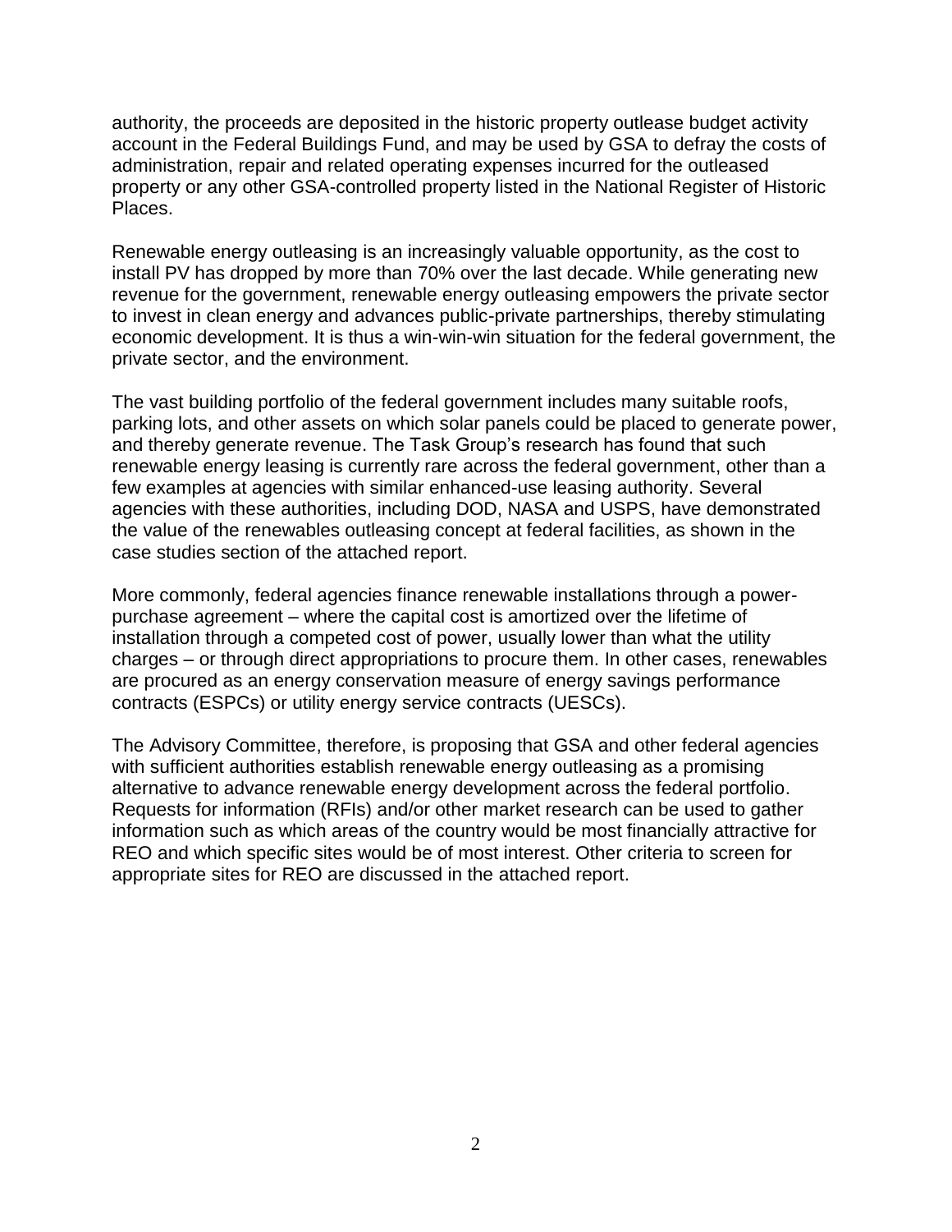authority, the proceeds are deposited in the historic property outlease budget activity account in the Federal Buildings Fund, and may be used by GSA to defray the costs of administration, repair and related operating expenses incurred for the outleased property or any other GSA-controlled property listed in the National Register of Historic Places.

Renewable energy outleasing is an increasingly valuable opportunity, as the cost to install PV has dropped by more than 70% over the last decade. While generating new revenue for the government, renewable energy outleasing empowers the private sector to invest in clean energy and advances public-private partnerships, thereby stimulating economic development. It is thus a win-win-win situation for the federal government, the private sector, and the environment.

The vast building portfolio of the federal government includes many suitable roofs, parking lots, and other assets on which solar panels could be placed to generate power, and thereby generate revenue. The Task Group's research has found that such renewable energy leasing is currently rare across the federal government, other than a few examples at agencies with similar enhanced-use leasing authority. Several agencies with these authorities, including DOD, NASA and USPS, have demonstrated the value of the renewables outleasing concept at federal facilities, as shown in the case studies section of the attached report.

More commonly, federal agencies finance renewable installations through a power-purchase agreement – where the capital cost is amortized over the lifetime of installation through a competed cost of power, usually lower than what the utility charges – or through direct appropriations to procure them. In other cases, renewables are procured as an energy conservation measure of energy savings performance contracts (ESPCs) or utility energy service contracts (UESCs).

The Advisory Committee, therefore, is proposing that GSA and other federal agencies with sufficient authorities establish renewable energy outleasing as a promising alternative to advance renewable energy development across the federal portfolio. Requests for information (RFIs) and/or other market research can be used to gather information such as which areas of the country would be most financially attractive for REO and which specific sites would be of most interest. Other criteria to screen for appropriate sites for REO are discussed in the attached report.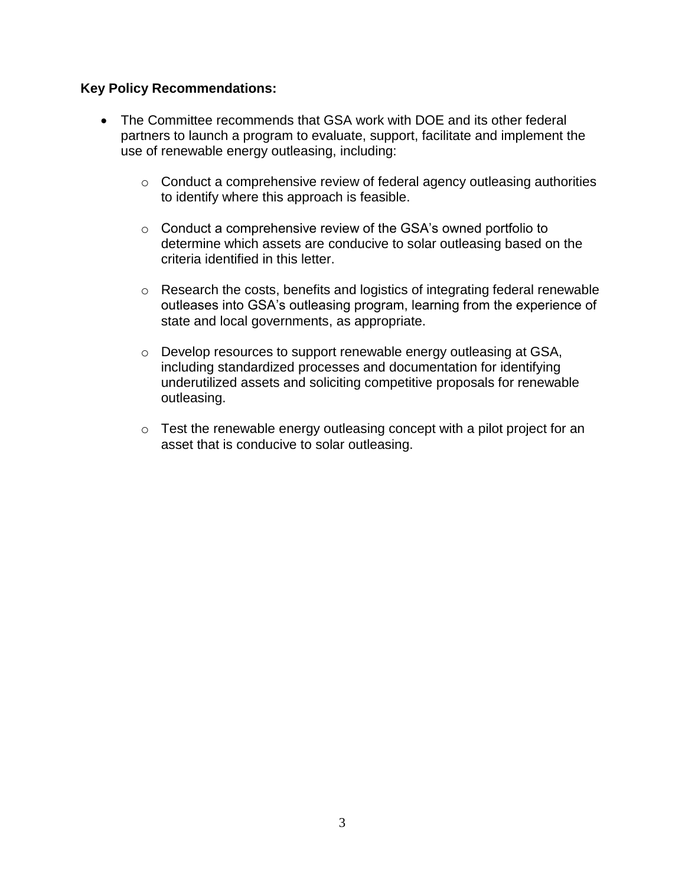**Key Policy Recommendations:**

- The Committee recommends that GSA work with DOE and its other federal partners to launch a program to evaluate, support, facilitate and implement the use of renewable energy outleasing, including:
  - Conduct a comprehensive review of federal agency outleasing authorities to identify where this approach is feasible.
  - Conduct a comprehensive review of the GSA's owned portfolio to determine which assets are conducive to solar outleasing based on the criteria identified in this letter.
  - Research the costs, benefits and logistics of integrating federal renewable outleases into GSA's outleasing program, learning from the experience of state and local governments, as appropriate.
  - Develop resources to support renewable energy outleasing at GSA, including standardized processes and documentation for identifying underutilized assets and soliciting competitive proposals for renewable outleasing.
  - Test the renewable energy outleasing concept with a pilot project for an asset that is conducive to solar outleasing.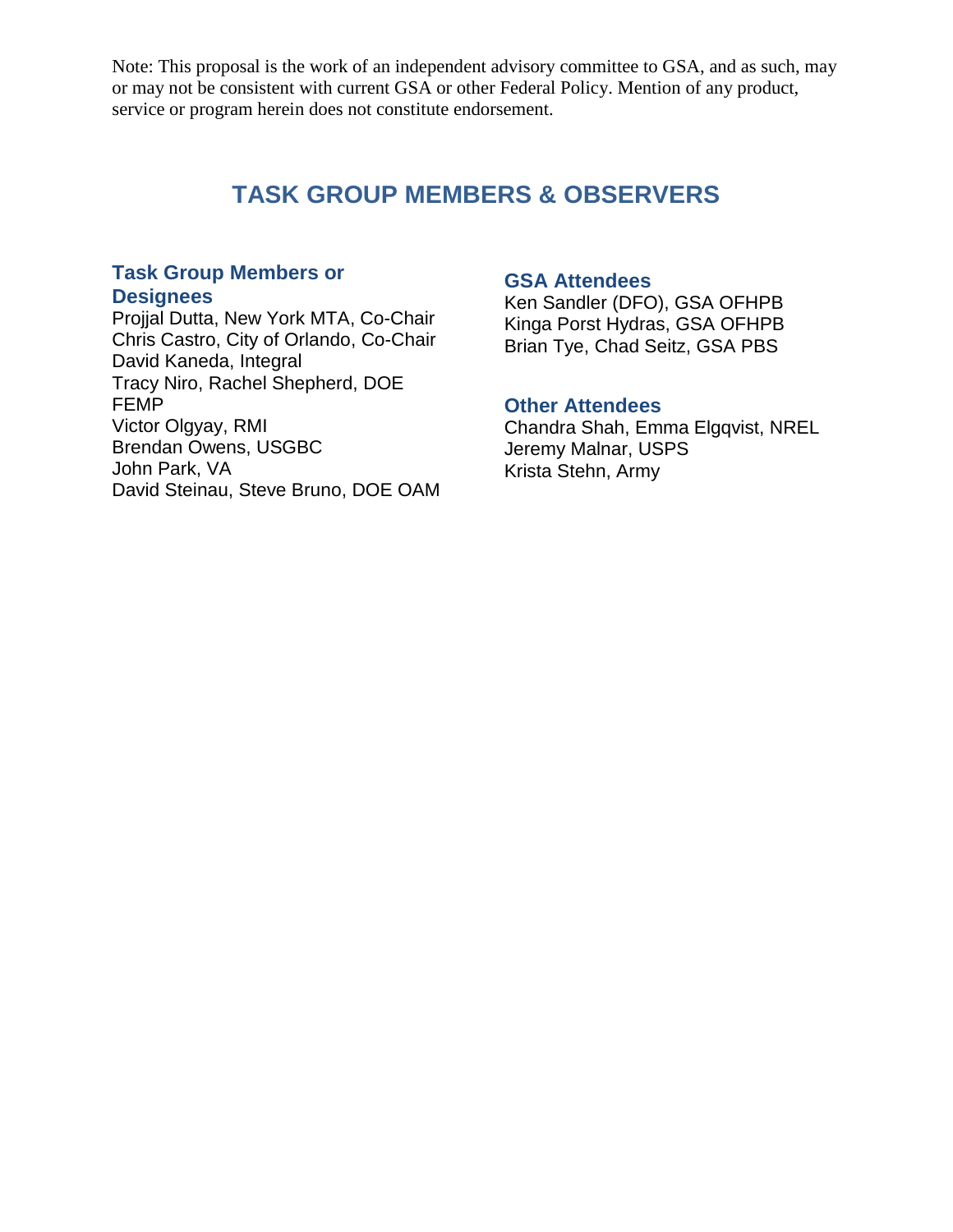Note: This proposal is the work of an independent advisory committee to GSA, and as such, may or may not be consistent with current GSA or other Federal Policy. Mention of any product, service or program herein does not constitute endorsement.

## TASK GROUP MEMBERS & OBSERVERS

### Task Group Members or Designees

Projjal Dutta, New York MTA, Co-Chair
Chris Castro, City of Orlando, Co-Chair
David Kaneda, Integral
Tracy Niro, Rachel Shepherd, DOE FEMP
Victor Olgyay, RMI
Brendan Owens, USGBC
John Park, VA
David Steinau, Steve Bruno, DOE OAM

### GSA Attendees

Ken Sandler (DFO), GSA OFHPB
Kinga Porst Hydras, GSA OFHPB
Brian Tye, Chad Seitz, GSA PBS

### Other Attendees

Chandra Shah, Emma Elgqvist, NREL
Jeremy Malnar, USPS
Krista Stehn, Army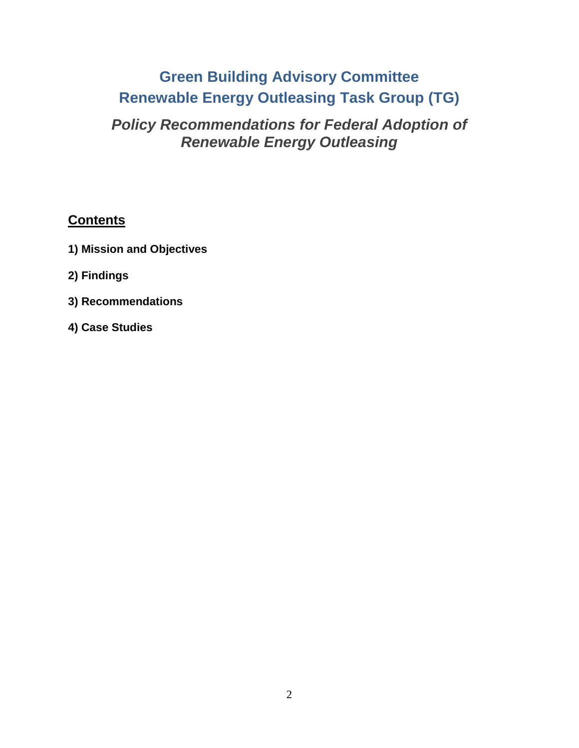# Green Building Advisory Committee
# Renewable Energy Outleasing Task Group (TG)

## *Policy Recommendations for Federal Adoption of Renewable Energy Outleasing*

## Contents

**1) Mission and Objectives**

**2) Findings**

**3) Recommendations**

**4) Case Studies**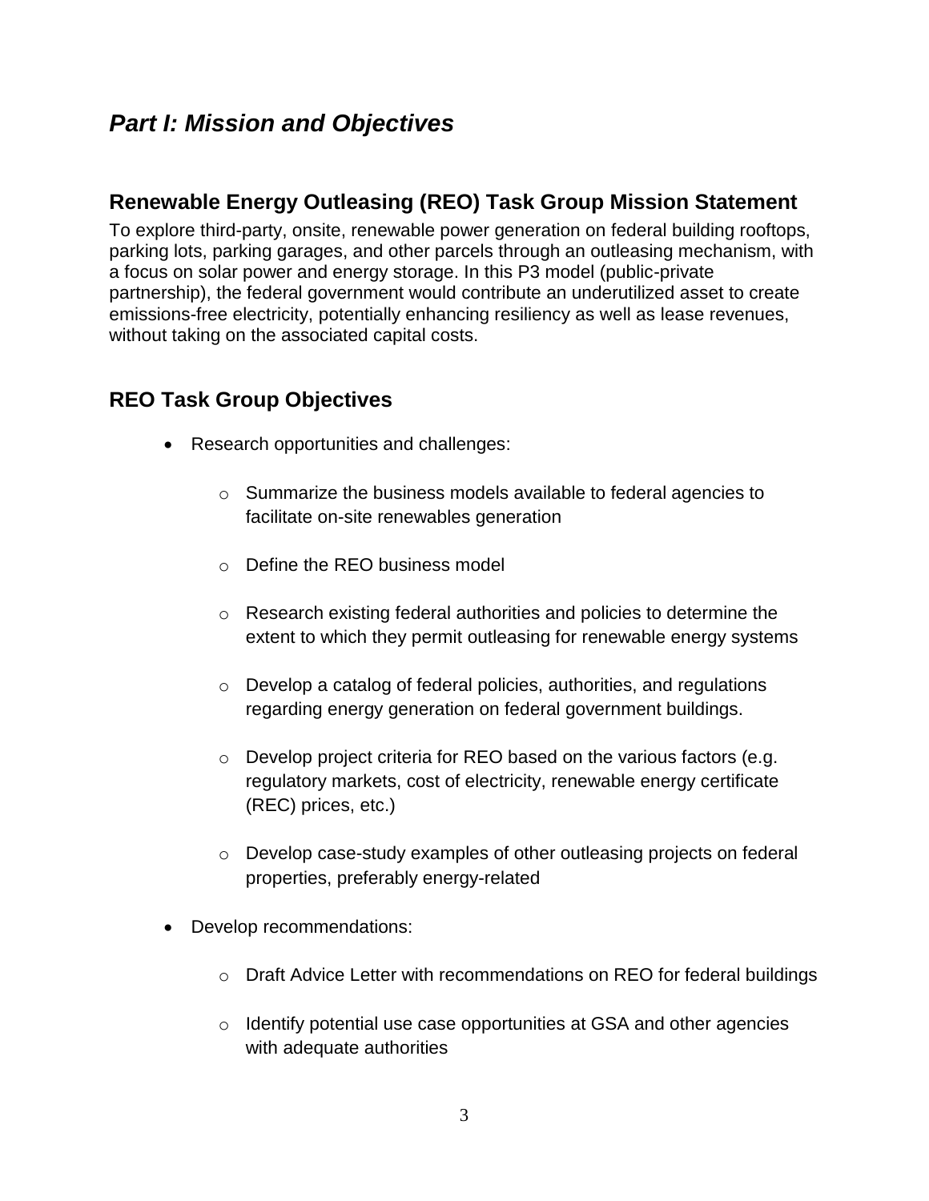# *Part I: Mission and Objectives*

## Renewable Energy Outleasing (REO) Task Group Mission Statement

To explore third-party, onsite, renewable power generation on federal building rooftops, parking lots, parking garages, and other parcels through an outleasing mechanism, with a focus on solar power and energy storage. In this P3 model (public-private partnership), the federal government would contribute an underutilized asset to create emissions-free electricity, potentially enhancing resiliency as well as lease revenues, without taking on the associated capital costs.

## REO Task Group Objectives

- Research opportunities and challenges:
  - Summarize the business models available to federal agencies to facilitate on-site renewables generation
  - Define the REO business model
  - Research existing federal authorities and policies to determine the extent to which they permit outleasing for renewable energy systems
  - Develop a catalog of federal policies, authorities, and regulations regarding energy generation on federal government buildings.
  - Develop project criteria for REO based on the various factors (e.g. regulatory markets, cost of electricity, renewable energy certificate (REC) prices, etc.)
  - Develop case-study examples of other outleasing projects on federal properties, preferably energy-related
- Develop recommendations:
  - Draft Advice Letter with recommendations on REO for federal buildings
  - Identify potential use case opportunities at GSA and other agencies with adequate authorities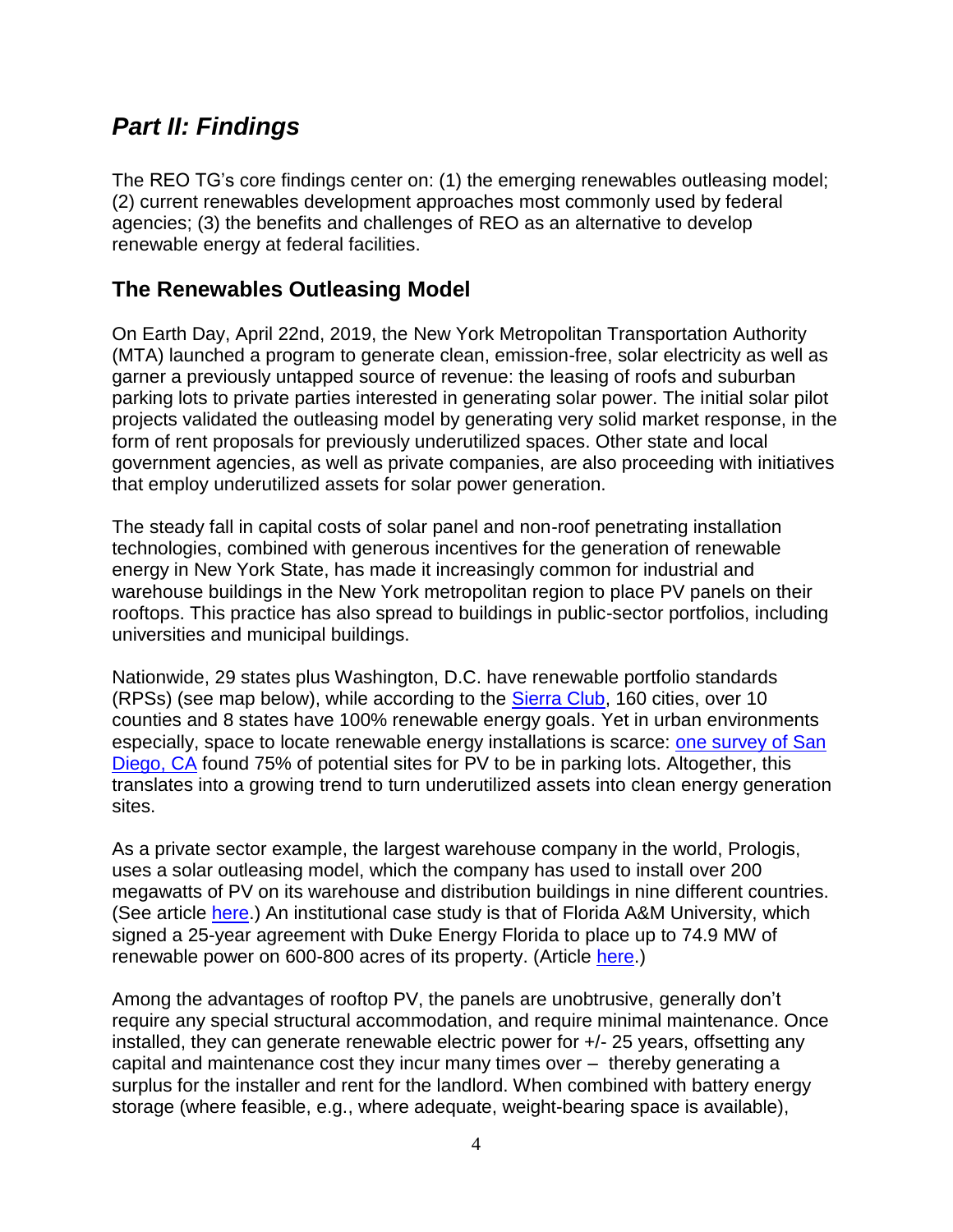## *Part II: Findings*

The REO TG's core findings center on: (1) the emerging renewables outleasing model; (2) current renewables development approaches most commonly used by federal agencies; (3) the benefits and challenges of REO as an alternative to develop renewable energy at federal facilities.

### The Renewables Outleasing Model

On Earth Day, April 22nd, 2019, the New York Metropolitan Transportation Authority (MTA) launched a program to generate clean, emission-free, solar electricity as well as garner a previously untapped source of revenue: the leasing of roofs and suburban parking lots to private parties interested in generating solar power. The initial solar pilot projects validated the outleasing model by generating very solid market response, in the form of rent proposals for previously underutilized spaces. Other state and local government agencies, as well as private companies, are also proceeding with initiatives that employ underutilized assets for solar power generation.

The steady fall in capital costs of solar panel and non-roof penetrating installation technologies, combined with generous incentives for the generation of renewable energy in New York State, has made it increasingly common for industrial and warehouse buildings in the New York metropolitan region to place PV panels on their rooftops. This practice has also spread to buildings in public-sector portfolios, including universities and municipal buildings.

Nationwide, 29 states plus Washington, D.C. have renewable portfolio standards (RPSs) (see map below), while according to the Sierra Club, 160 cities, over 10 counties and 8 states have 100% renewable energy goals. Yet in urban environments especially, space to locate renewable energy installations is scarce: one survey of San Diego, CA found 75% of potential sites for PV to be in parking lots. Altogether, this translates into a growing trend to turn underutilized assets into clean energy generation sites.

As a private sector example, the largest warehouse company in the world, Prologis, uses a solar outleasing model, which the company has used to install over 200 megawatts of PV on its warehouse and distribution buildings in nine different countries. (See article here.) An institutional case study is that of Florida A&M University, which signed a 25-year agreement with Duke Energy Florida to place up to 74.9 MW of renewable power on 600-800 acres of its property. (Article here.)

Among the advantages of rooftop PV, the panels are unobtrusive, generally don't require any special structural accommodation, and require minimal maintenance. Once installed, they can generate renewable electric power for +/- 25 years, offsetting any capital and maintenance cost they incur many times over – thereby generating a surplus for the installer and rent for the landlord. When combined with battery energy storage (where feasible, e.g., where adequate, weight-bearing space is available),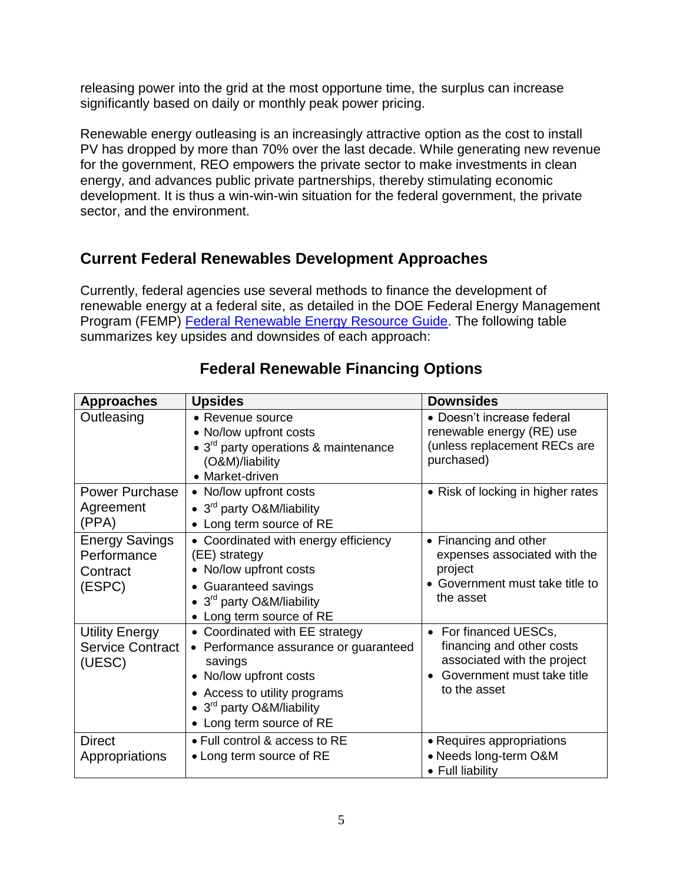releasing power into the grid at the most opportune time, the surplus can increase significantly based on daily or monthly peak power pricing.

Renewable energy outleasing is an increasingly attractive option as the cost to install PV has dropped by more than 70% over the last decade. While generating new revenue for the government, REO empowers the private sector to make investments in clean energy, and advances public private partnerships, thereby stimulating economic development. It is thus a win-win-win situation for the federal government, the private sector, and the environment.

## Current Federal Renewables Development Approaches

Currently, federal agencies use several methods to finance the development of renewable energy at a federal site, as detailed in the DOE Federal Energy Management Program (FEMP) [Federal Renewable Energy Resource Guide](). The following table summarizes key upsides and downsides of each approach:

### Federal Renewable Financing Options

| Approaches | Upsides | Downsides |
|---|---|---|
| Outleasing | • Revenue source<br>• No/low upfront costs<br>• 3rd party operations & maintenance (O&M)/liability<br>• Market-driven | • Doesn't increase federal renewable energy (RE) use (unless replacement RECs are purchased) |
| Power Purchase Agreement (PPA) | • No/low upfront costs<br>• 3rd party O&M/liability<br>• Long term source of RE | • Risk of locking in higher rates |
| Energy Savings Performance Contract (ESPC) | • Coordinated with energy efficiency (EE) strategy<br>• No/low upfront costs<br>• Guaranteed savings<br>• 3rd party O&M/liability<br>• Long term source of RE | • Financing and other expenses associated with the project<br>• Government must take title to the asset |
| Utility Energy Service Contract (UESC) | • Coordinated with EE strategy<br>• Performance assurance or guaranteed savings<br>• No/low upfront costs<br>• Access to utility programs<br>• 3rd party O&M/liability<br>• Long term source of RE | • For financed UESCs, financing and other costs associated with the project<br>• Government must take title to the asset |
| Direct Appropriations | • Full control & access to RE<br>• Long term source of RE | • Requires appropriations<br>• Needs long-term O&M<br>• Full liability |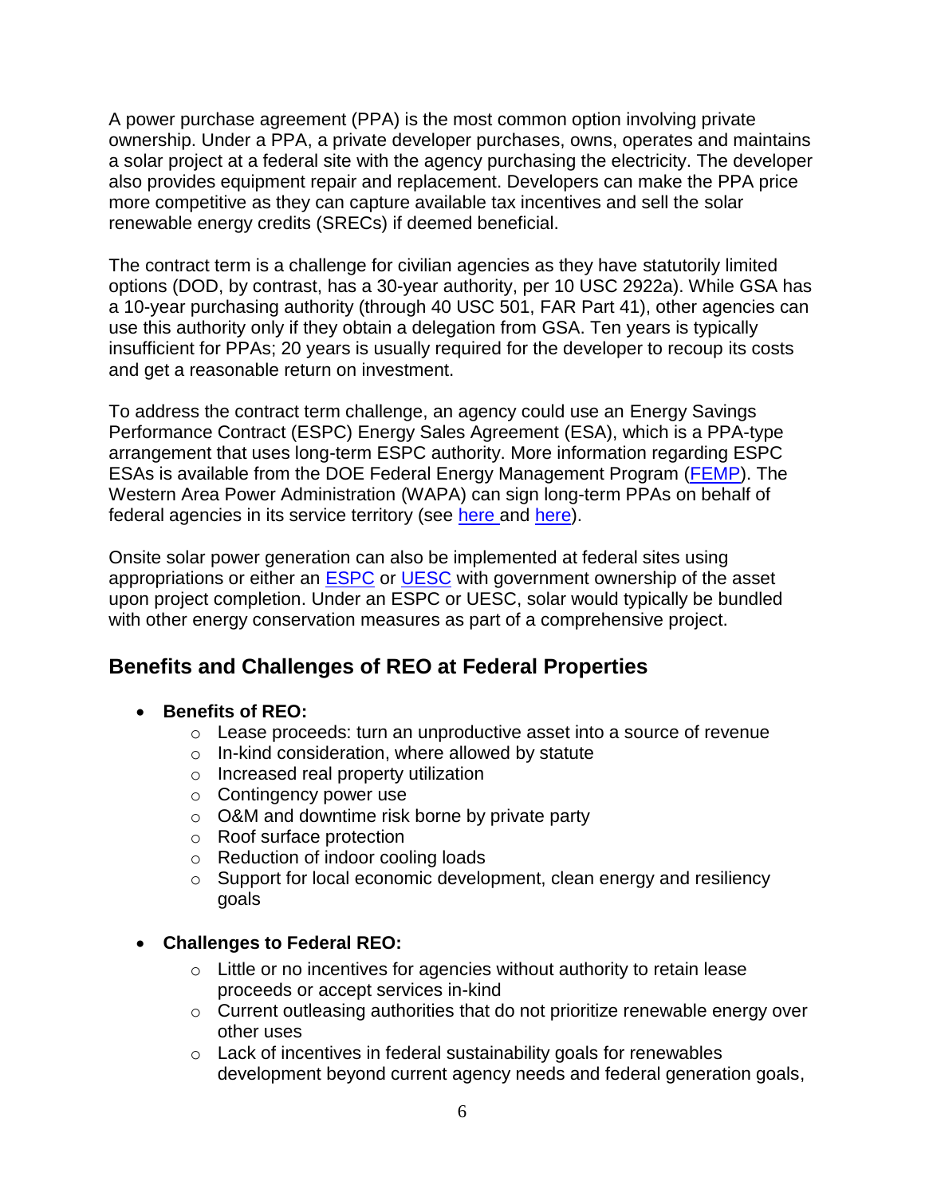A power purchase agreement (PPA) is the most common option involving private ownership. Under a PPA, a private developer purchases, owns, operates and maintains a solar project at a federal site with the agency purchasing the electricity. The developer also provides equipment repair and replacement. Developers can make the PPA price more competitive as they can capture available tax incentives and sell the solar renewable energy credits (SRECs) if deemed beneficial.

The contract term is a challenge for civilian agencies as they have statutorily limited options (DOD, by contrast, has a 30-year authority, per 10 USC 2922a). While GSA has a 10-year purchasing authority (through 40 USC 501, FAR Part 41), other agencies can use this authority only if they obtain a delegation from GSA. Ten years is typically insufficient for PPAs; 20 years is usually required for the developer to recoup its costs and get a reasonable return on investment.

To address the contract term challenge, an agency could use an Energy Savings Performance Contract (ESPC) Energy Sales Agreement (ESA), which is a PPA-type arrangement that uses long-term ESPC authority. More information regarding ESPC ESAs is available from the DOE Federal Energy Management Program (FEMP). The Western Area Power Administration (WAPA) can sign long-term PPAs on behalf of federal agencies in its service territory (see here and here).

Onsite solar power generation can also be implemented at federal sites using appropriations or either an ESPC or UESC with government ownership of the asset upon project completion. Under an ESPC or UESC, solar would typically be bundled with other energy conservation measures as part of a comprehensive project.

## Benefits and Challenges of REO at Federal Properties

- **Benefits of REO:**
  - Lease proceeds: turn an unproductive asset into a source of revenue
  - In-kind consideration, where allowed by statute
  - Increased real property utilization
  - Contingency power use
  - O&M and downtime risk borne by private party
  - Roof surface protection
  - Reduction of indoor cooling loads
  - Support for local economic development, clean energy and resiliency goals

- **Challenges to Federal REO:**
  - Little or no incentives for agencies without authority to retain lease proceeds or accept services in-kind
  - Current outleasing authorities that do not prioritize renewable energy over other uses
  - Lack of incentives in federal sustainability goals for renewables development beyond current agency needs and federal generation goals,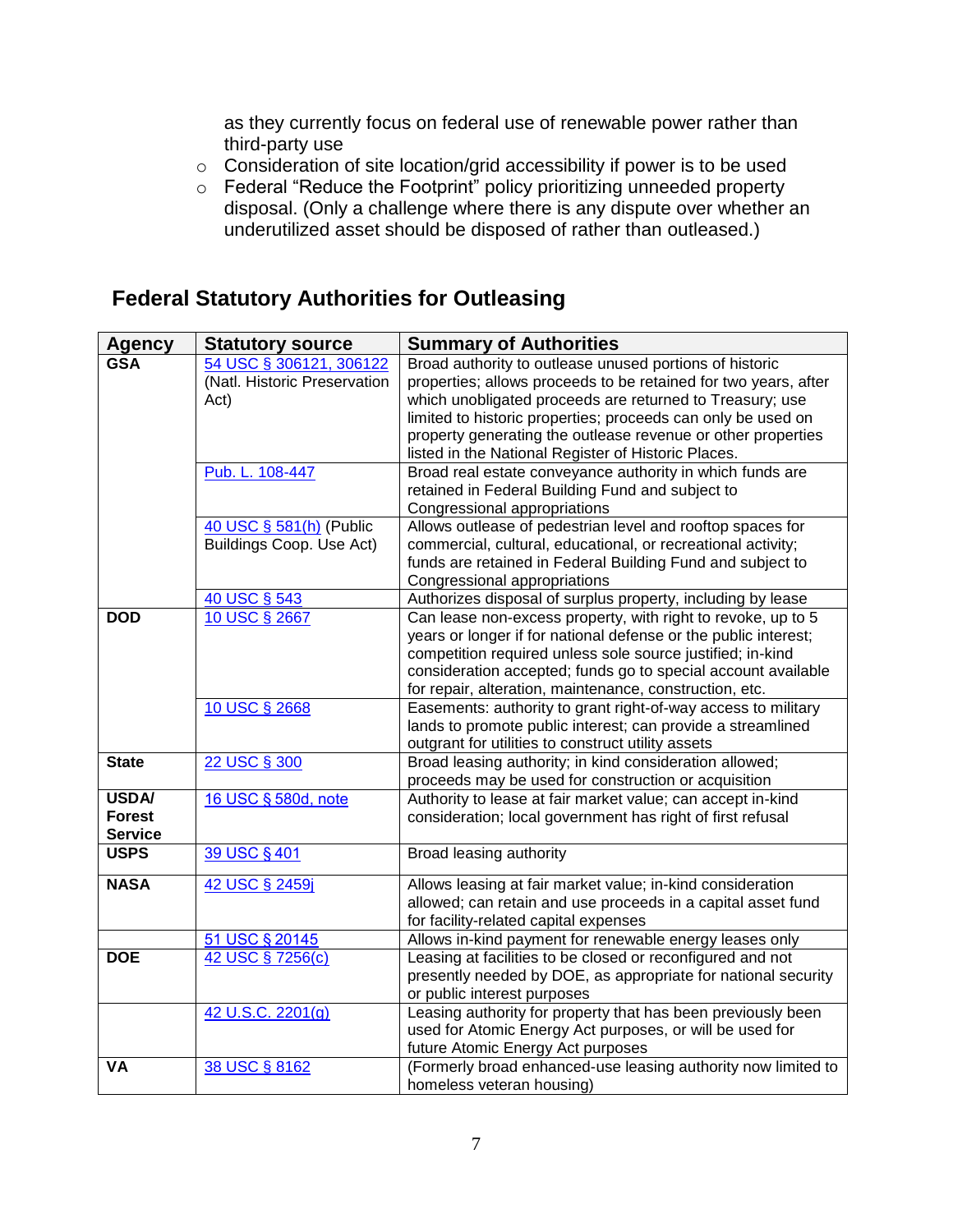as they currently focus on federal use of renewable power rather than third-party use

- Consideration of site location/grid accessibility if power is to be used
- Federal "Reduce the Footprint" policy prioritizing unneeded property disposal. (Only a challenge where there is any dispute over whether an underutilized asset should be disposed of rather than outleased.)

## Federal Statutory Authorities for Outleasing

| Agency | Statutory source | Summary of Authorities |
|---|---|---|
| **GSA** | 54 USC § 306121, 306122 (Natl. Historic Preservation Act) | Broad authority to outlease unused portions of historic properties; allows proceeds to be retained for two years, after which unobligated proceeds are returned to Treasury; use limited to historic properties; proceeds can only be used on property generating the outlease revenue or other properties listed in the National Register of Historic Places. |
| | Pub. L. 108-447 | Broad real estate conveyance authority in which funds are retained in Federal Building Fund and subject to Congressional appropriations |
| | 40 USC § 581(h) (Public Buildings Coop. Use Act) | Allows outlease of pedestrian level and rooftop spaces for commercial, cultural, educational, or recreational activity; funds are retained in Federal Building Fund and subject to Congressional appropriations |
| | 40 USC § 543 | Authorizes disposal of surplus property, including by lease |
| **DOD** | 10 USC § 2667 | Can lease non-excess property, with right to revoke, up to 5 years or longer if for national defense or the public interest; competition required unless sole source justified; in-kind consideration accepted; funds go to special account available for repair, alteration, maintenance, construction, etc. |
| | 10 USC § 2668 | Easements: authority to grant right-of-way access to military lands to promote public interest; can provide a streamlined outgrant for utilities to construct utility assets |
| **State** | 22 USC § 300 | Broad leasing authority; in kind consideration allowed; proceeds may be used for construction or acquisition |
| **USDA/ Forest Service** | 16 USC § 580d, note | Authority to lease at fair market value; can accept in-kind consideration; local government has right of first refusal |
| **USPS** | 39 USC § 401 | Broad leasing authority |
| **NASA** | 42 USC § 2459j | Allows leasing at fair market value; in-kind consideration allowed; can retain and use proceeds in a capital asset fund for facility-related capital expenses |
| | 51 USC § 20145 | Allows in-kind payment for renewable energy leases only |
| **DOE** | 42 USC § 7256(c) | Leasing at facilities to be closed or reconfigured and not presently needed by DOE, as appropriate for national security or public interest purposes |
| | 42 U.S.C. 2201(g) | Leasing authority for property that has been previously been used for Atomic Energy Act purposes, or will be used for future Atomic Energy Act purposes |
| **VA** | 38 USC § 8162 | (Formerly broad enhanced-use leasing authority now limited to homeless veteran housing) |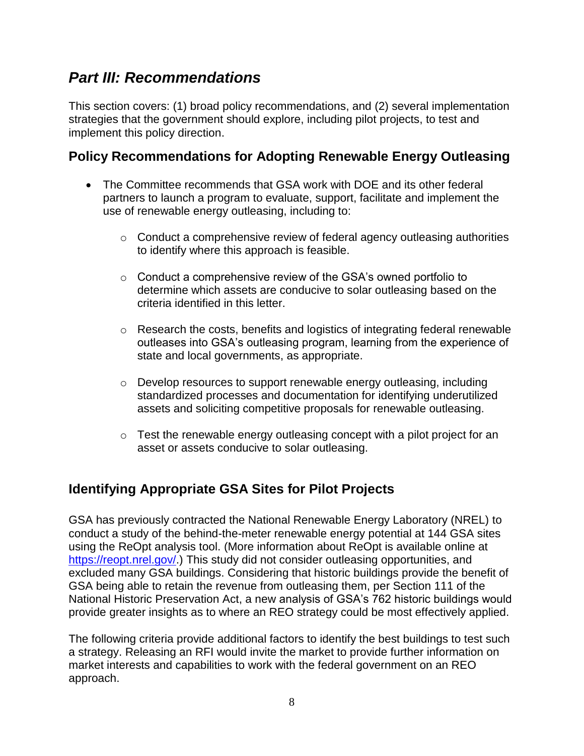## *Part III: Recommendations*

This section covers: (1) broad policy recommendations, and (2) several implementation strategies that the government should explore, including pilot projects, to test and implement this policy direction.

### Policy Recommendations for Adopting Renewable Energy Outleasing

- The Committee recommends that GSA work with DOE and its other federal partners to launch a program to evaluate, support, facilitate and implement the use of renewable energy outleasing, including to:
  - Conduct a comprehensive review of federal agency outleasing authorities to identify where this approach is feasible.
  - Conduct a comprehensive review of the GSA's owned portfolio to determine which assets are conducive to solar outleasing based on the criteria identified in this letter.
  - Research the costs, benefits and logistics of integrating federal renewable outleases into GSA's outleasing program, learning from the experience of state and local governments, as appropriate.
  - Develop resources to support renewable energy outleasing, including standardized processes and documentation for identifying underutilized assets and soliciting competitive proposals for renewable outleasing.
  - Test the renewable energy outleasing concept with a pilot project for an asset or assets conducive to solar outleasing.

### Identifying Appropriate GSA Sites for Pilot Projects

GSA has previously contracted the National Renewable Energy Laboratory (NREL) to conduct a study of the behind-the-meter renewable energy potential at 144 GSA sites using the ReOpt analysis tool. (More information about ReOpt is available online at [https://reopt.nrel.gov/](https://reopt.nrel.gov/).) This study did not consider outleasing opportunities, and excluded many GSA buildings. Considering that historic buildings provide the benefit of GSA being able to retain the revenue from outleasing them, per Section 111 of the National Historic Preservation Act, a new analysis of GSA's 762 historic buildings would provide greater insights as to where an REO strategy could be most effectively applied.

The following criteria provide additional factors to identify the best buildings to test such a strategy. Releasing an RFI would invite the market to provide further information on market interests and capabilities to work with the federal government on an REO approach.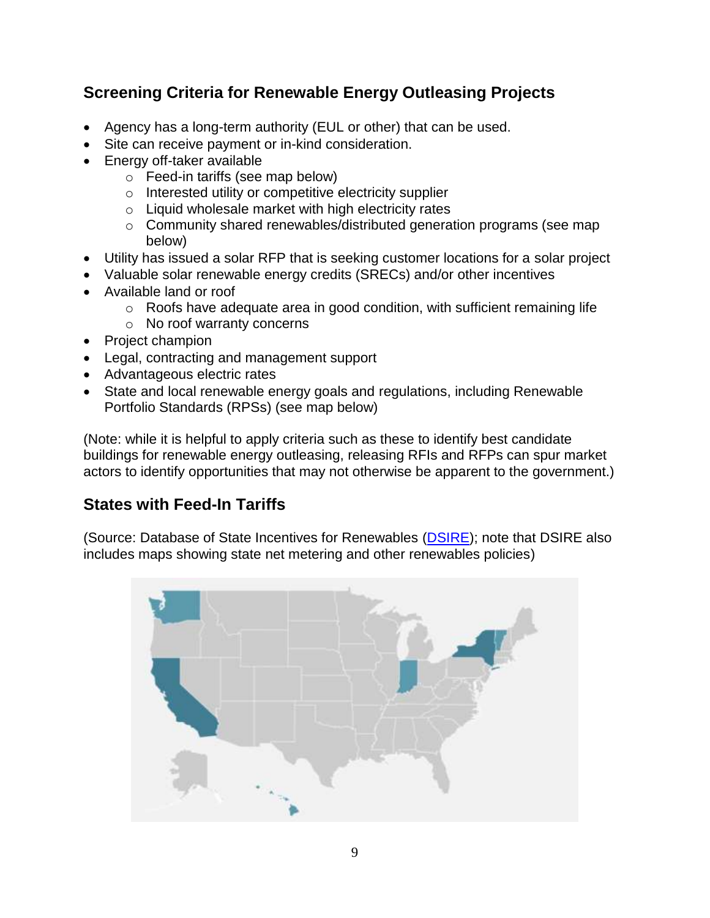## Screening Criteria for Renewable Energy Outleasing Projects

- Agency has a long-term authority (EUL or other) that can be used.
- Site can receive payment or in-kind consideration.
- Energy off-taker available
  - Feed-in tariffs (see map below)
  - Interested utility or competitive electricity supplier
  - Liquid wholesale market with high electricity rates
  - Community shared renewables/distributed generation programs (see map below)
- Utility has issued a solar RFP that is seeking customer locations for a solar project
- Valuable solar renewable energy credits (SRECs) and/or other incentives
- Available land or roof
  - Roofs have adequate area in good condition, with sufficient remaining life
  - No roof warranty concerns
- Project champion
- Legal, contracting and management support
- Advantageous electric rates
- State and local renewable energy goals and regulations, including Renewable Portfolio Standards (RPSs) (see map below)

(Note: while it is helpful to apply criteria such as these to identify best candidate buildings for renewable energy outleasing, releasing RFIs and RFPs can spur market actors to identify opportunities that may not otherwise be apparent to the government.)

## States with Feed-In Tariffs

(Source: Database of State Incentives for Renewables (DSIRE); note that DSIRE also includes maps showing state net metering and other renewables policies)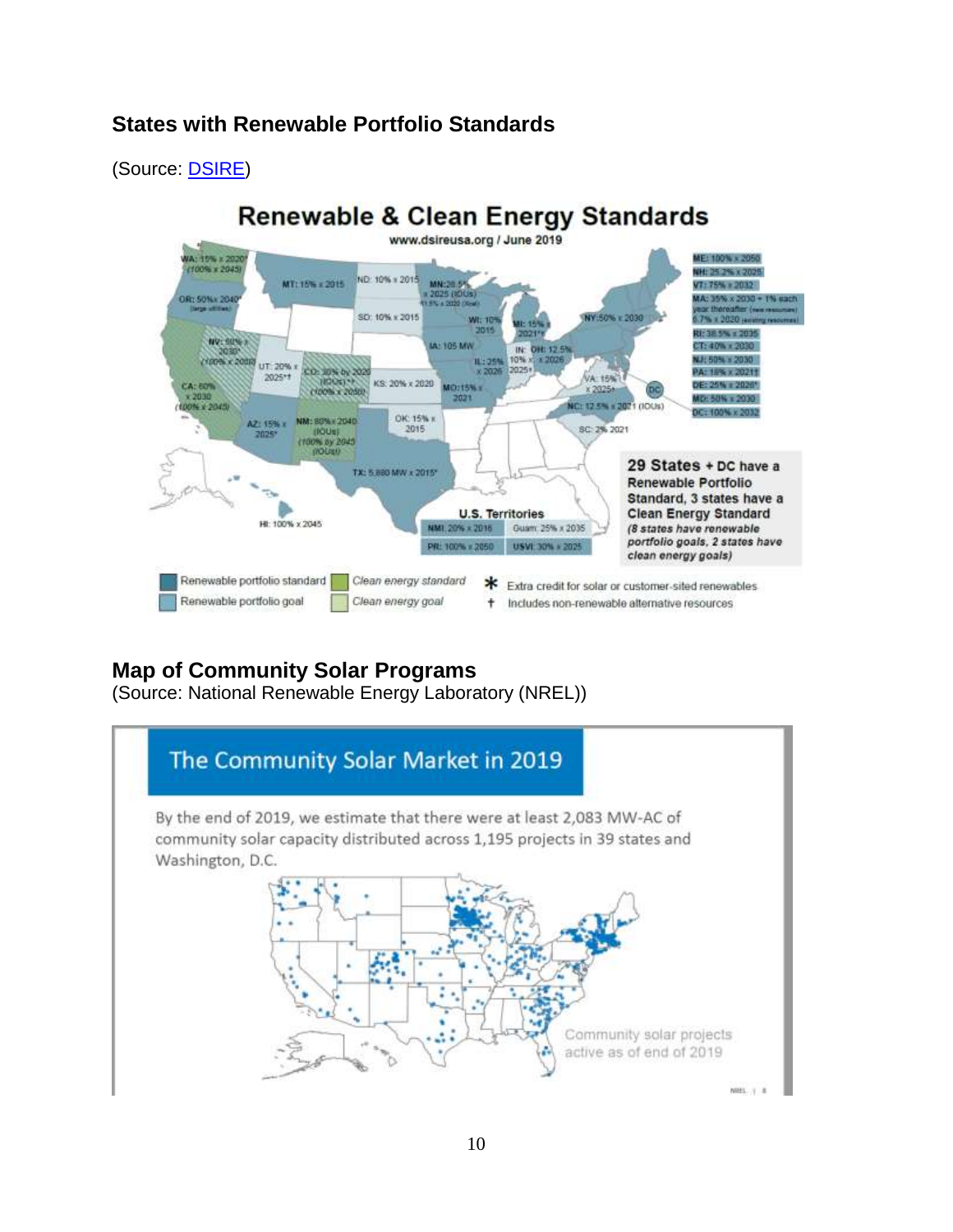## States with Renewable Portfolio Standards

(Source: DSIRE)

## Map of Community Solar Programs

(Source: National Renewable Energy Laboratory (NREL))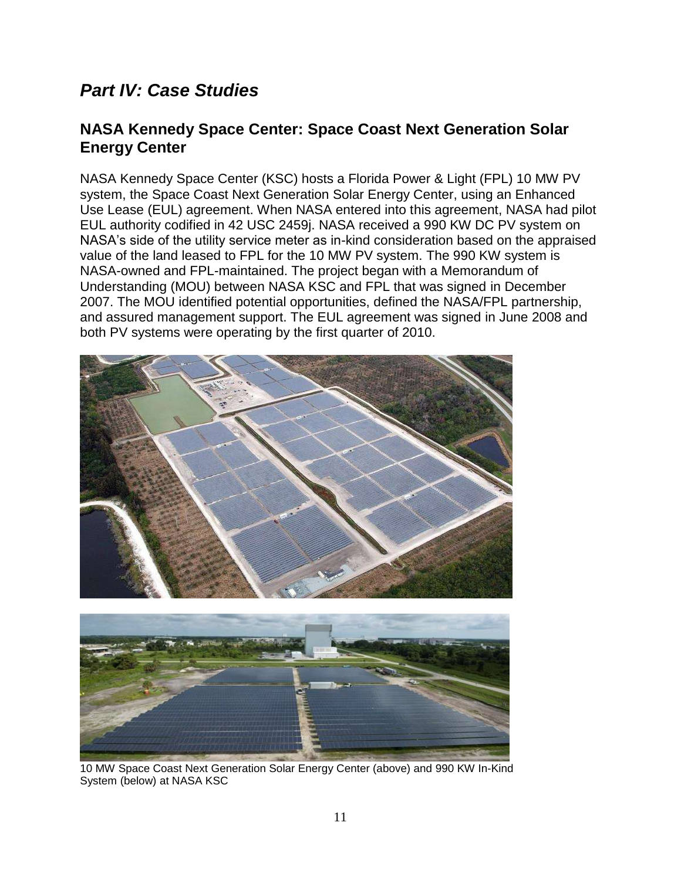# *Part IV: Case Studies*

## NASA Kennedy Space Center: Space Coast Next Generation Solar Energy Center

NASA Kennedy Space Center (KSC) hosts a Florida Power & Light (FPL) 10 MW PV system, the Space Coast Next Generation Solar Energy Center, using an Enhanced Use Lease (EUL) agreement. When NASA entered into this agreement, NASA had pilot EUL authority codified in 42 USC 2459j. NASA received a 990 KW DC PV system on NASA's side of the utility service meter as in-kind consideration based on the appraised value of the land leased to FPL for the 10 MW PV system. The 990 KW system is NASA-owned and FPL-maintained. The project began with a Memorandum of Understanding (MOU) between NASA KSC and FPL that was signed in December 2007. The MOU identified potential opportunities, defined the NASA/FPL partnership, and assured management support. The EUL agreement was signed in June 2008 and both PV systems were operating by the first quarter of 2010.

10 MW Space Coast Next Generation Solar Energy Center (above) and 990 KW In-Kind System (below) at NASA KSC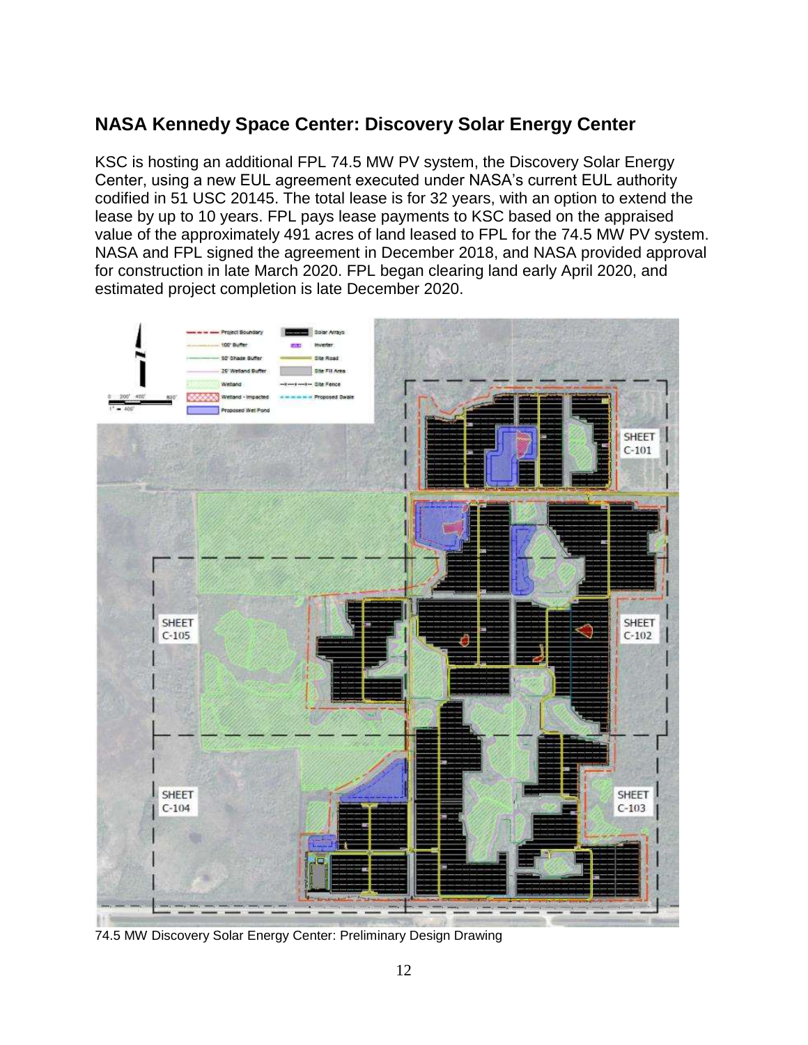## NASA Kennedy Space Center: Discovery Solar Energy Center

KSC is hosting an additional FPL 74.5 MW PV system, the Discovery Solar Energy Center, using a new EUL agreement executed under NASA's current EUL authority codified in 51 USC 20145. The total lease is for 32 years, with an option to extend the lease by up to 10 years. FPL pays lease payments to KSC based on the appraised value of the approximately 491 acres of land leased to FPL for the 74.5 MW PV system. NASA and FPL signed the agreement in December 2018, and NASA provided approval for construction in late March 2020. FPL began clearing land early April 2020, and estimated project completion is late December 2020.

74.5 MW Discovery Solar Energy Center: Preliminary Design Drawing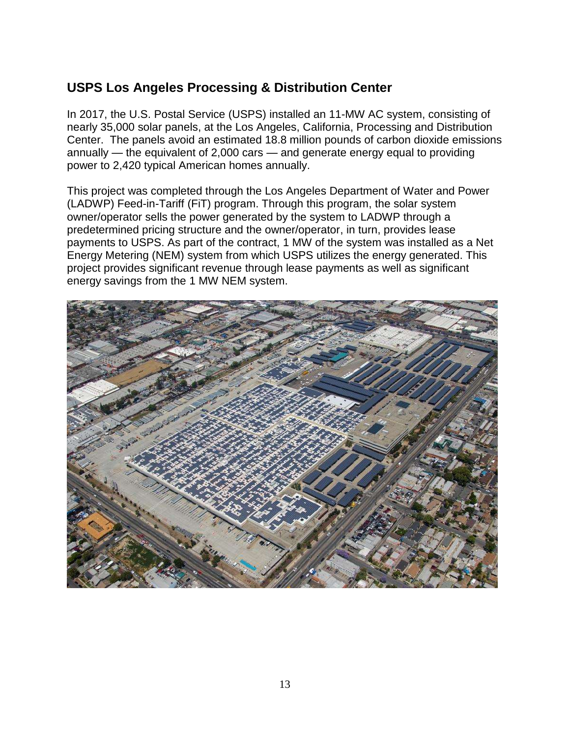## USPS Los Angeles Processing & Distribution Center

In 2017, the U.S. Postal Service (USPS) installed an 11-MW AC system, consisting of nearly 35,000 solar panels, at the Los Angeles, California, Processing and Distribution Center. The panels avoid an estimated 18.8 million pounds of carbon dioxide emissions annually — the equivalent of 2,000 cars — and generate energy equal to providing power to 2,420 typical American homes annually.

This project was completed through the Los Angeles Department of Water and Power (LADWP) Feed-in-Tariff (FiT) program. Through this program, the solar system owner/operator sells the power generated by the system to LADWP through a predetermined pricing structure and the owner/operator, in turn, provides lease payments to USPS. As part of the contract, 1 MW of the system was installed as a Net Energy Metering (NEM) system from which USPS utilizes the energy generated. This project provides significant revenue through lease payments as well as significant energy savings from the 1 MW NEM system.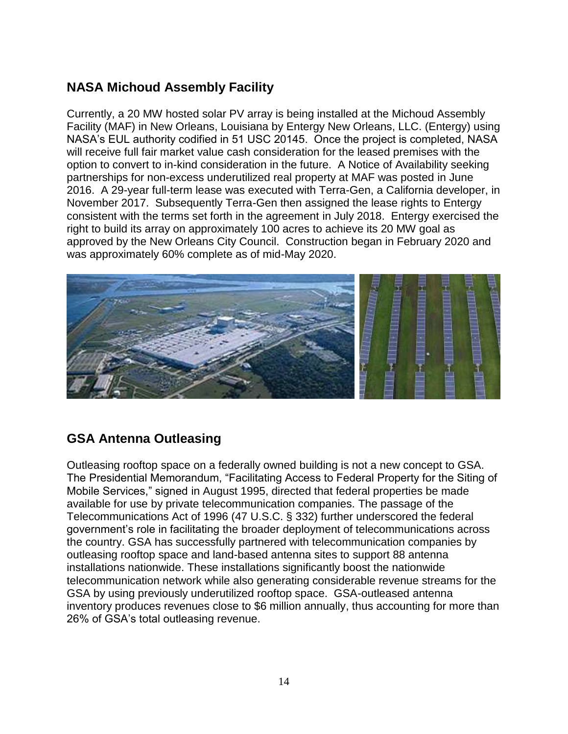## NASA Michoud Assembly Facility

Currently, a 20 MW hosted solar PV array is being installed at the Michoud Assembly Facility (MAF) in New Orleans, Louisiana by Entergy New Orleans, LLC. (Entergy) using NASA's EUL authority codified in 51 USC 20145. Once the project is completed, NASA will receive full fair market value cash consideration for the leased premises with the option to convert to in-kind consideration in the future. A Notice of Availability seeking partnerships for non-excess underutilized real property at MAF was posted in June 2016. A 29-year full-term lease was executed with Terra-Gen, a California developer, in November 2017. Subsequently Terra-Gen then assigned the lease rights to Entergy consistent with the terms set forth in the agreement in July 2018. Entergy exercised the right to build its array on approximately 100 acres to achieve its 20 MW goal as approved by the New Orleans City Council. Construction began in February 2020 and was approximately 60% complete as of mid-May 2020.

## GSA Antenna Outleasing

Outleasing rooftop space on a federally owned building is not a new concept to GSA. The Presidential Memorandum, "Facilitating Access to Federal Property for the Siting of Mobile Services," signed in August 1995, directed that federal properties be made available for use by private telecommunication companies. The passage of the Telecommunications Act of 1996 (47 U.S.C. § 332) further underscored the federal government's role in facilitating the broader deployment of telecommunications across the country. GSA has successfully partnered with telecommunication companies by outleasing rooftop space and land-based antenna sites to support 88 antenna installations nationwide. These installations significantly boost the nationwide telecommunication network while also generating considerable revenue streams for the GSA by using previously underutilized rooftop space. GSA-outleased antenna inventory produces revenues close to $6 million annually, thus accounting for more than 26% of GSA's total outleasing revenue.